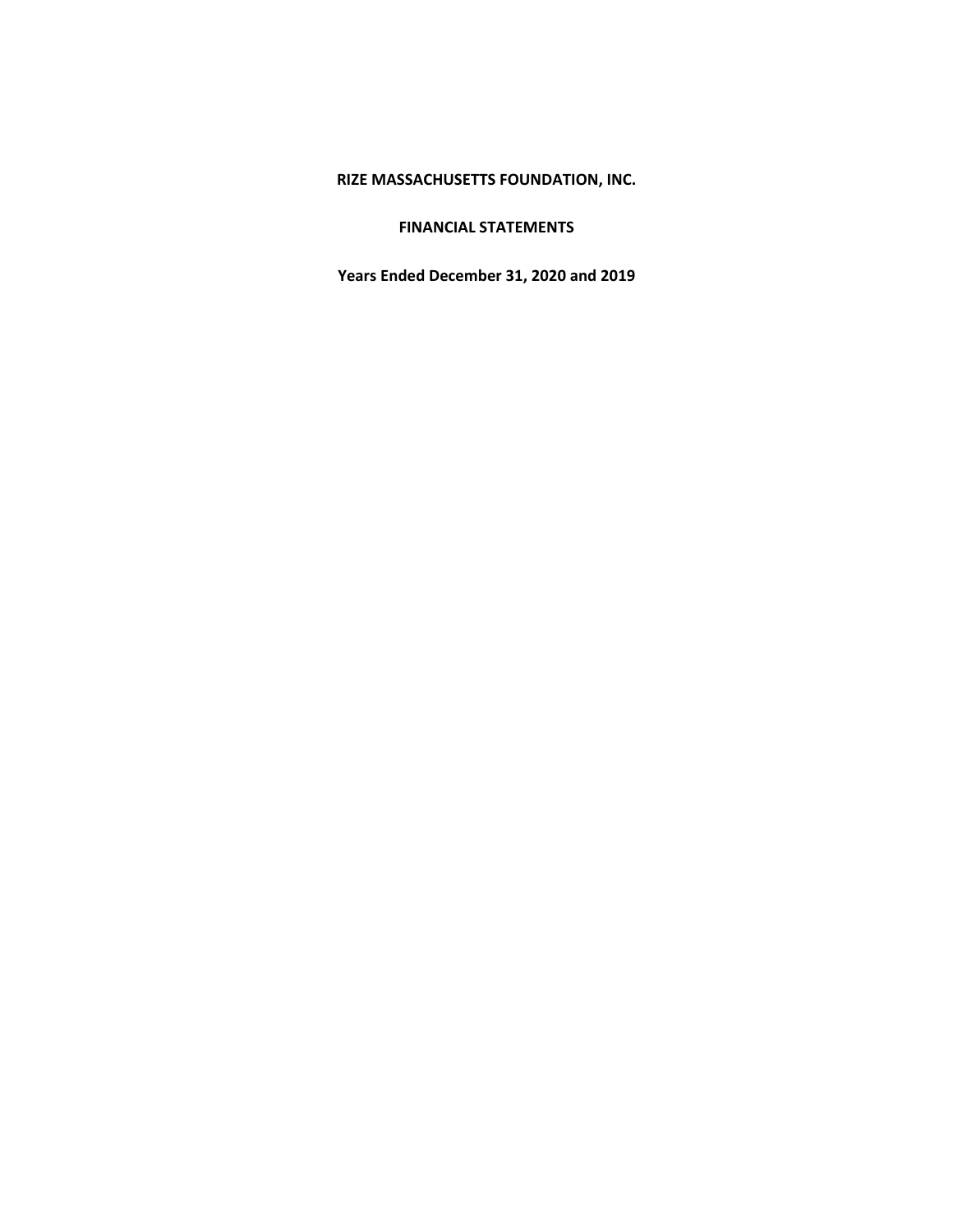**RIZE MASSACHUSETTS FOUNDATION, INC.**

**FINANCIAL STATEMENTS**

**Years Ended December 31, 2020 and 2019**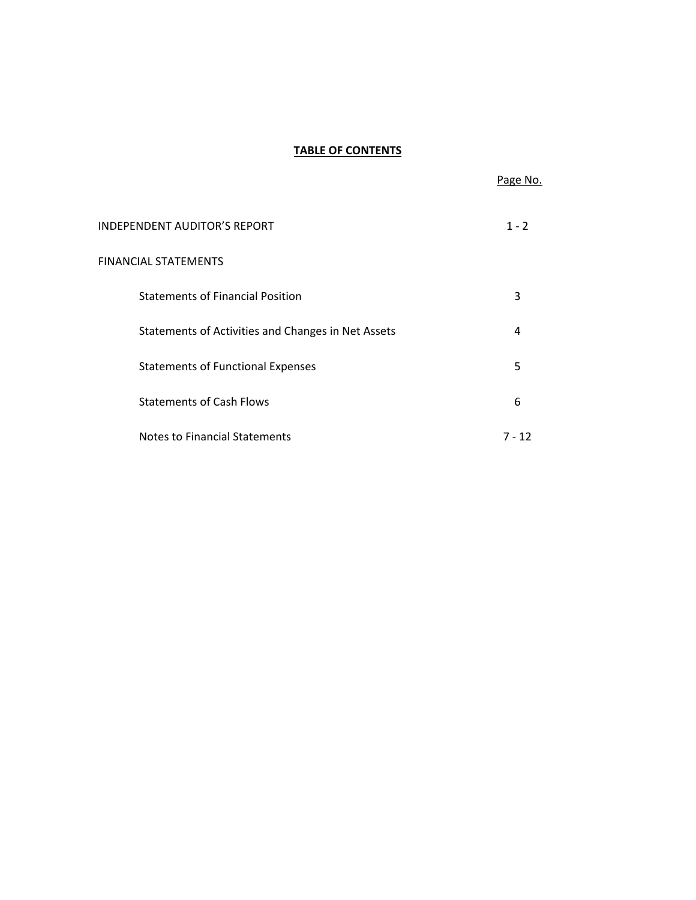# TABLE OF CONTENTS

| | Page No. |
|---|---|
| INDEPENDENT AUDITOR'S REPORT | 1 - 2 |
| FINANCIAL STATEMENTS | |
| Statements of Financial Position | 3 |
| Statements of Activities and Changes in Net Assets | 4 |
| Statements of Functional Expenses | 5 |
| Statements of Cash Flows | 6 |
| Notes to Financial Statements | 7 - 12 |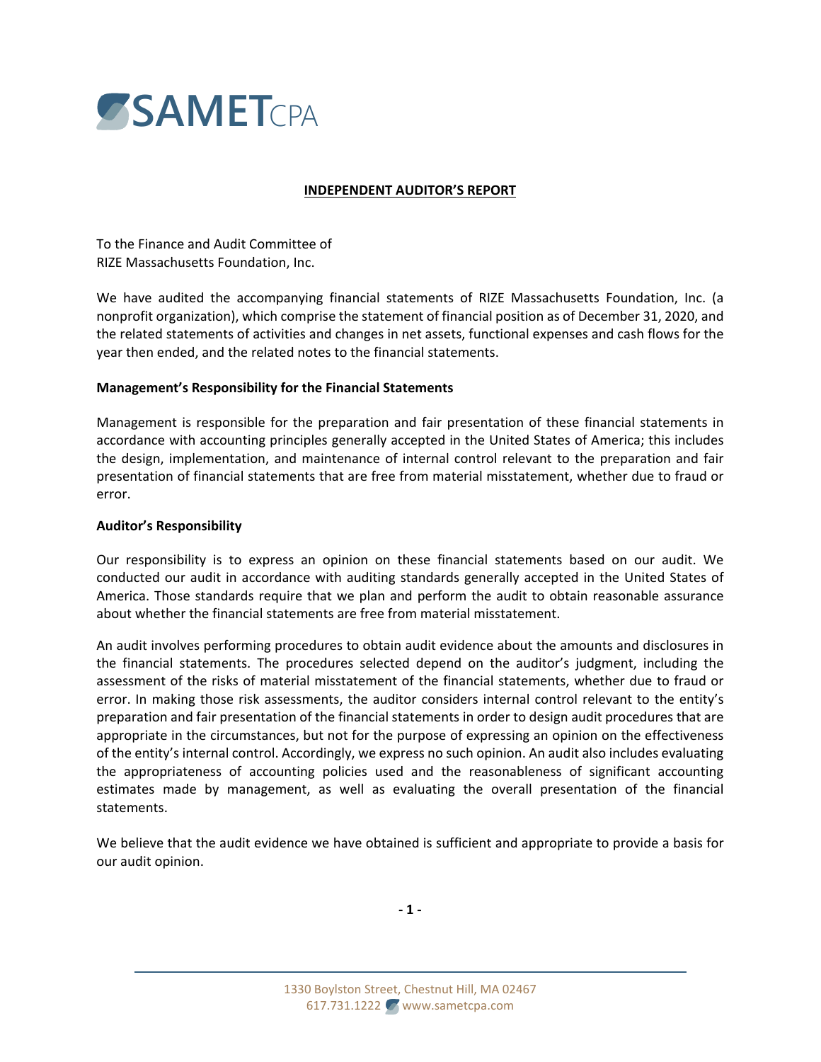## INDEPENDENT AUDITOR'S REPORT

To the Finance and Audit Committee of
RIZE Massachusetts Foundation, Inc.

We have audited the accompanying financial statements of RIZE Massachusetts Foundation, Inc. (a nonprofit organization), which comprise the statement of financial position as of December 31, 2020, and the related statements of activities and changes in net assets, functional expenses and cash flows for the year then ended, and the related notes to the financial statements.

### Management's Responsibility for the Financial Statements

Management is responsible for the preparation and fair presentation of these financial statements in accordance with accounting principles generally accepted in the United States of America; this includes the design, implementation, and maintenance of internal control relevant to the preparation and fair presentation of financial statements that are free from material misstatement, whether due to fraud or error.

### Auditor's Responsibility

Our responsibility is to express an opinion on these financial statements based on our audit. We conducted our audit in accordance with auditing standards generally accepted in the United States of America. Those standards require that we plan and perform the audit to obtain reasonable assurance about whether the financial statements are free from material misstatement.

An audit involves performing procedures to obtain audit evidence about the amounts and disclosures in the financial statements. The procedures selected depend on the auditor's judgment, including the assessment of the risks of material misstatement of the financial statements, whether due to fraud or error. In making those risk assessments, the auditor considers internal control relevant to the entity's preparation and fair presentation of the financial statements in order to design audit procedures that are appropriate in the circumstances, but not for the purpose of expressing an opinion on the effectiveness of the entity's internal control. Accordingly, we express no such opinion. An audit also includes evaluating the appropriateness of accounting policies used and the reasonableness of significant accounting estimates made by management, as well as evaluating the overall presentation of the financial statements.

We believe that the audit evidence we have obtained is sufficient and appropriate to provide a basis for our audit opinion.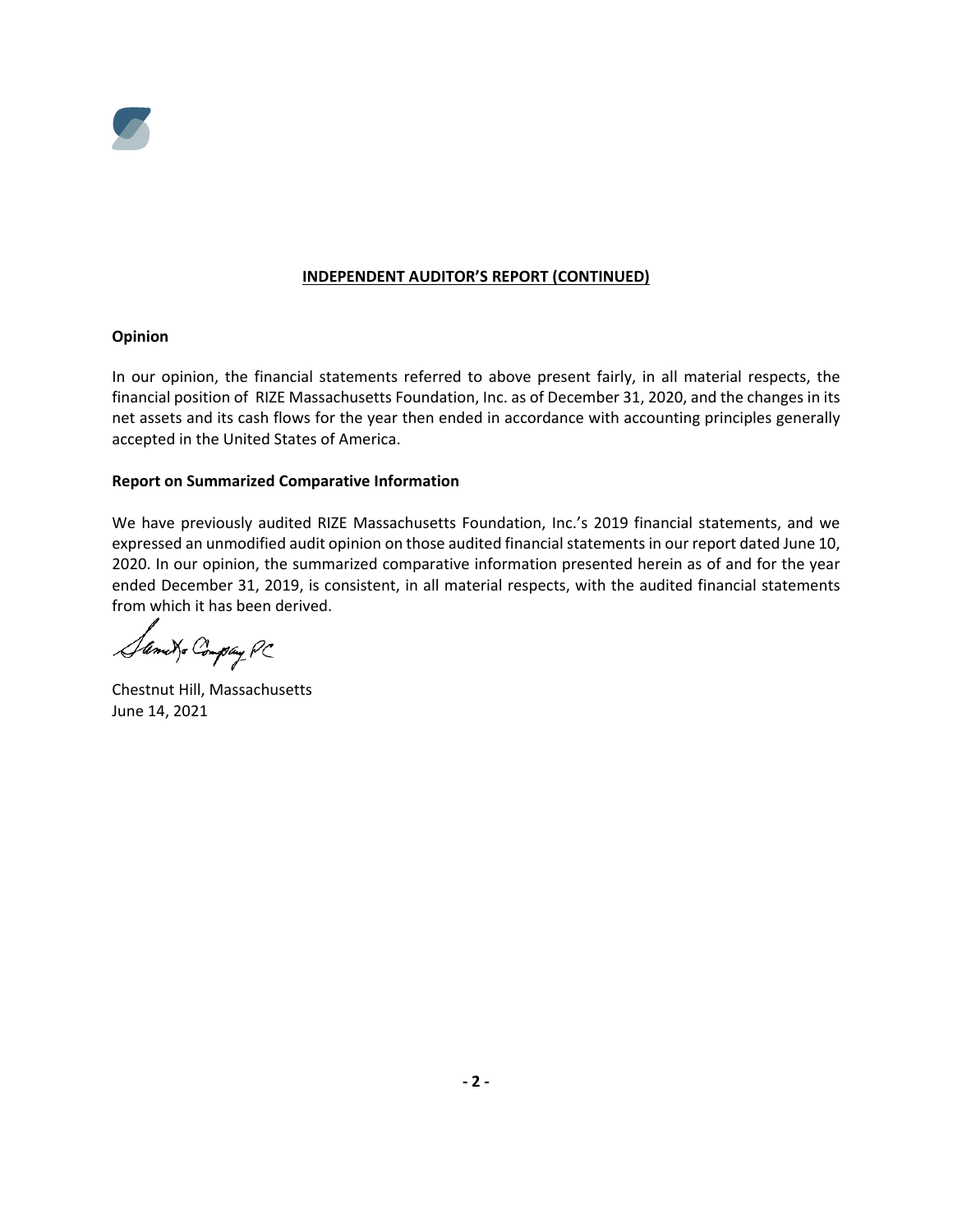**INDEPENDENT AUDITOR'S REPORT (CONTINUED)**

**Opinion**

In our opinion, the financial statements referred to above present fairly, in all material respects, the financial position of RIZE Massachusetts Foundation, Inc. as of December 31, 2020, and the changes in its net assets and its cash flows for the year then ended in accordance with accounting principles generally accepted in the United States of America.

**Report on Summarized Comparative Information**

We have previously audited RIZE Massachusetts Foundation, Inc.'s 2019 financial statements, and we expressed an unmodified audit opinion on those audited financial statements in our report dated June 10, 2020. In our opinion, the summarized comparative information presented herein as of and for the year ended December 31, 2019, is consistent, in all material respects, with the audited financial statements from which it has been derived.

Samet & Company PC

Chestnut Hill, Massachusetts
June 14, 2021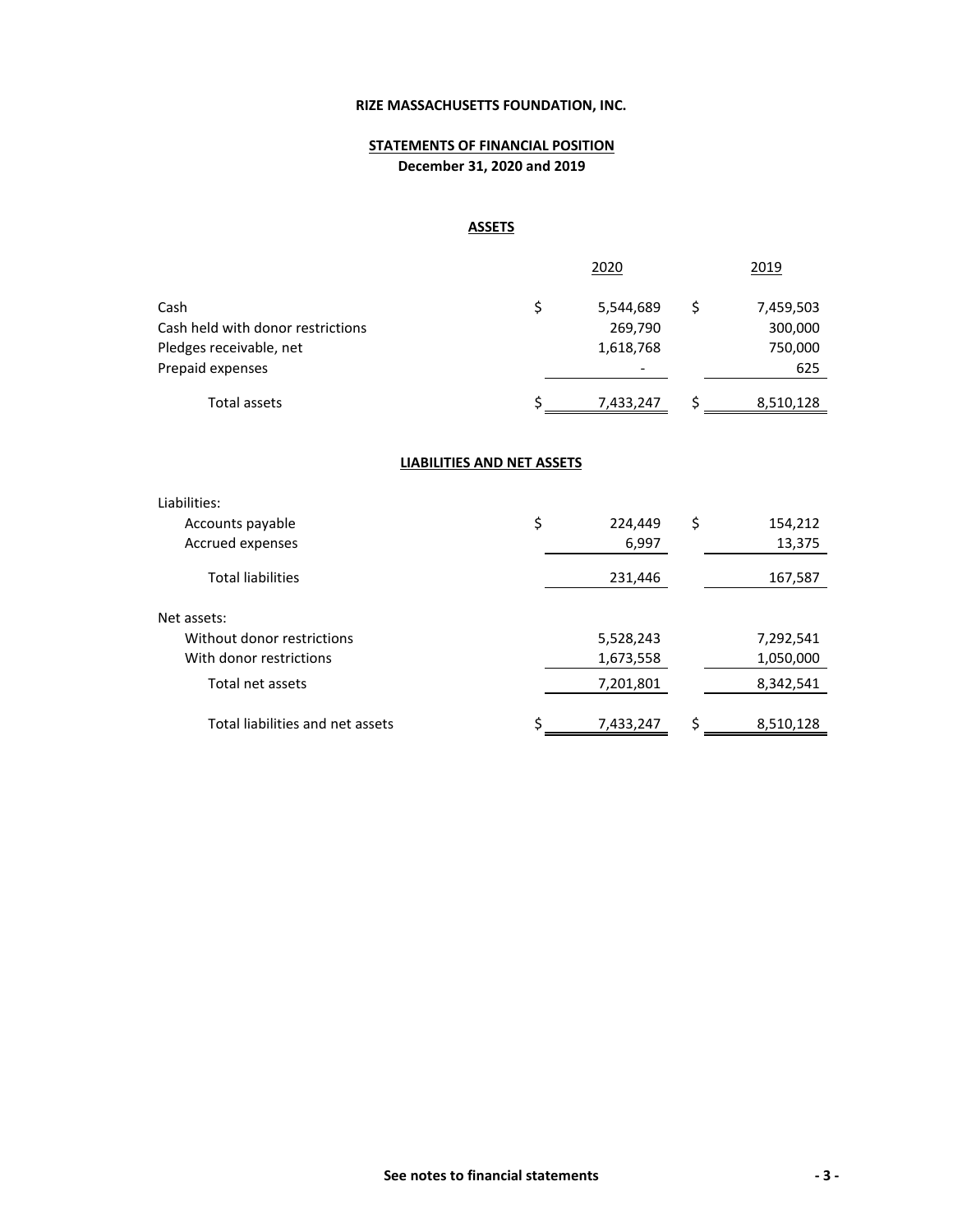**RIZE MASSACHUSETTS FOUNDATION, INC.**

**STATEMENTS OF FINANCIAL POSITION**
**December 31, 2020 and 2019**

**ASSETS**

| | 2020 | 2019 |
|---|---|---|
| Cash | $ 5,544,689 | $ 7,459,503 |
| Cash held with donor restrictions | 269,790 | 300,000 |
| Pledges receivable, net | 1,618,768 | 750,000 |
| Prepaid expenses | - | 625 |
| Total assets | $ 7,433,247 | $ 8,510,128 |

**LIABILITIES AND NET ASSETS**

| | 2020 | 2019 |
|---|---|---|
| Liabilities: | | |
| Accounts payable | $ 224,449 | $ 154,212 |
| Accrued expenses | 6,997 | 13,375 |
| Total liabilities | 231,446 | 167,587 |
| Net assets: | | |
| Without donor restrictions | 5,528,243 | 7,292,541 |
| With donor restrictions | 1,673,558 | 1,050,000 |
| Total net assets | 7,201,801 | 8,342,541 |
| Total liabilities and net assets | $ 7,433,247 | $ 8,510,128 |

**See notes to financial statements**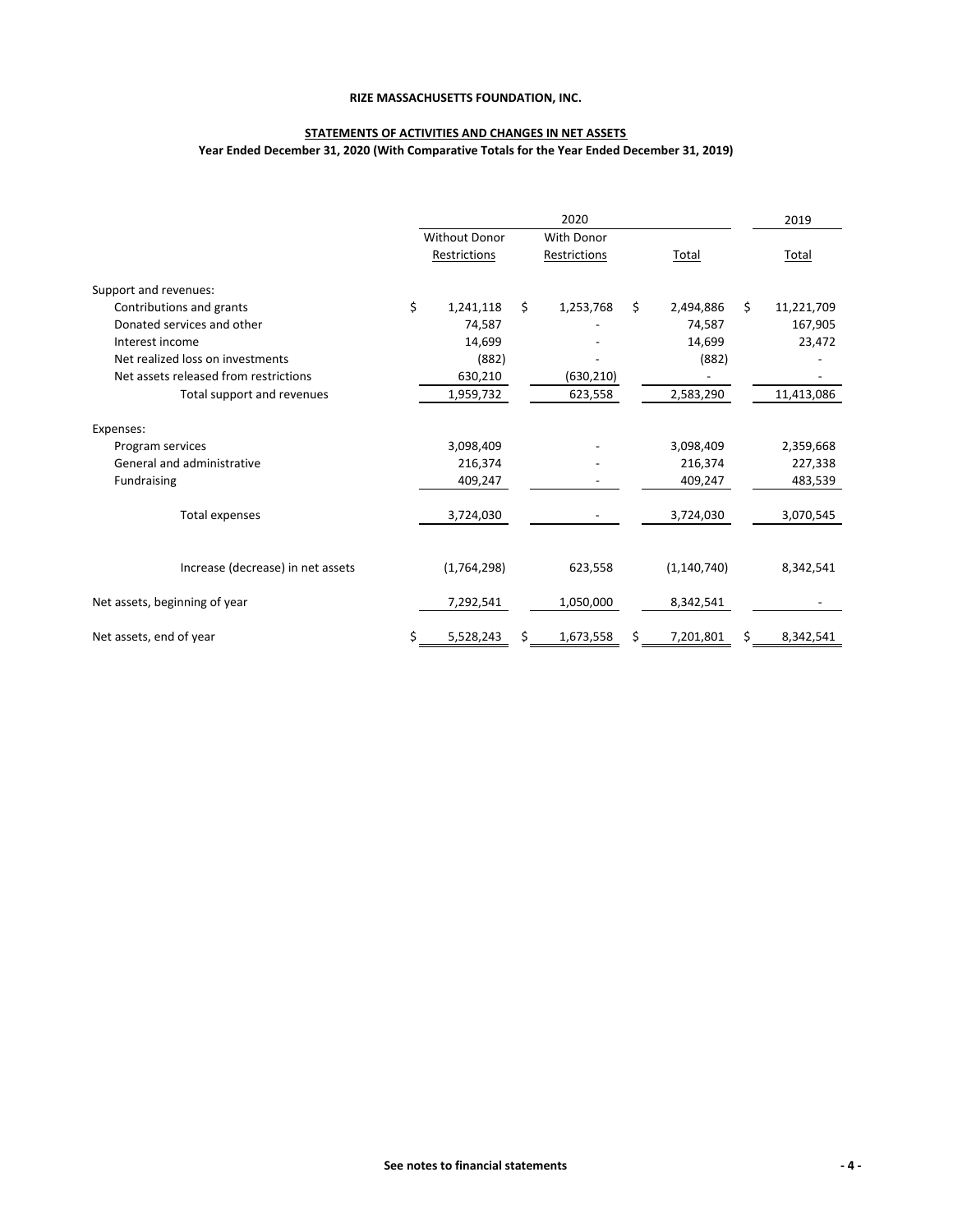**RIZE MASSACHUSETTS FOUNDATION, INC.**

**STATEMENTS OF ACTIVITIES AND CHANGES IN NET ASSETS**

**Year Ended December 31, 2020 (With Comparative Totals for the Year Ended December 31, 2019)**

| | 2020 | | | 2019 |
|---|---|---|---|---|
| | Without Donor Restrictions | With Donor Restrictions | Total | Total |
| Support and revenues: | | | | |
| Contributions and grants | $ 1,241,118 | $ 1,253,768 | $ 2,494,886 | $ 11,221,709 |
| Donated services and other | 74,587 | - | 74,587 | 167,905 |
| Interest income | 14,699 | - | 14,699 | 23,472 |
| Net realized loss on investments | (882) | - | (882) | - |
| Net assets released from restrictions | 630,210 | (630,210) | - | - |
| Total support and revenues | 1,959,732 | 623,558 | 2,583,290 | 11,413,086 |
| Expenses: | | | | |
| Program services | 3,098,409 | - | 3,098,409 | 2,359,668 |
| General and administrative | 216,374 | - | 216,374 | 227,338 |
| Fundraising | 409,247 | - | 409,247 | 483,539 |
| Total expenses | 3,724,030 | - | 3,724,030 | 3,070,545 |
| Increase (decrease) in net assets | (1,764,298) | 623,558 | (1,140,740) | 8,342,541 |
| Net assets, beginning of year | 7,292,541 | 1,050,000 | 8,342,541 | - |
| Net assets, end of year | $ 5,528,243 | $ 1,673,558 | $ 7,201,801 | $ 8,342,541 |

**See notes to financial statements**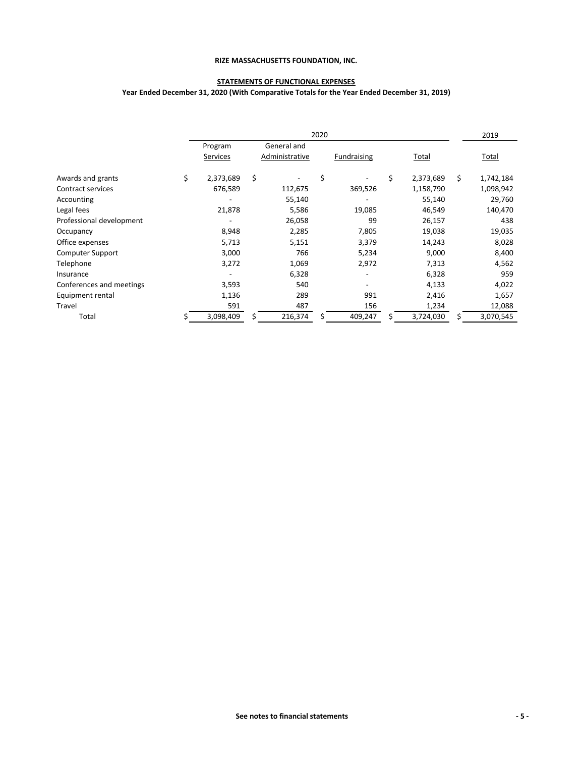**RIZE MASSACHUSETTS FOUNDATION, INC.**

**STATEMENTS OF FUNCTIONAL EXPENSES**

**Year Ended December 31, 2020 (With Comparative Totals for the Year Ended December 31, 2019)**

| | 2020 | | | | 2019 |
|---|---|---|---|---|---|
| | Program Services | General and Administrative | Fundraising | Total | Total |
| Awards and grants | $ 2,373,689 | $ - | $ - | $ 2,373,689 | $ 1,742,184 |
| Contract services | 676,589 | 112,675 | 369,526 | 1,158,790 | 1,098,942 |
| Accounting | - | 55,140 | - | 55,140 | 29,760 |
| Legal fees | 21,878 | 5,586 | 19,085 | 46,549 | 140,470 |
| Professional development | - | 26,058 | 99 | 26,157 | 438 |
| Occupancy | 8,948 | 2,285 | 7,805 | 19,038 | 19,035 |
| Office expenses | 5,713 | 5,151 | 3,379 | 14,243 | 8,028 |
| Computer Support | 3,000 | 766 | 5,234 | 9,000 | 8,400 |
| Telephone | 3,272 | 1,069 | 2,972 | 7,313 | 4,562 |
| Insurance | - | 6,328 | - | 6,328 | 959 |
| Conferences and meetings | 3,593 | 540 | - | 4,133 | 4,022 |
| Equipment rental | 1,136 | 289 | 991 | 2,416 | 1,657 |
| Travel | 591 | 487 | 156 | 1,234 | 12,088 |
| Total | $ 3,098,409 | $ 216,374 | $ 409,247 | $ 3,724,030 | $ 3,070,545 |

**See notes to financial statements**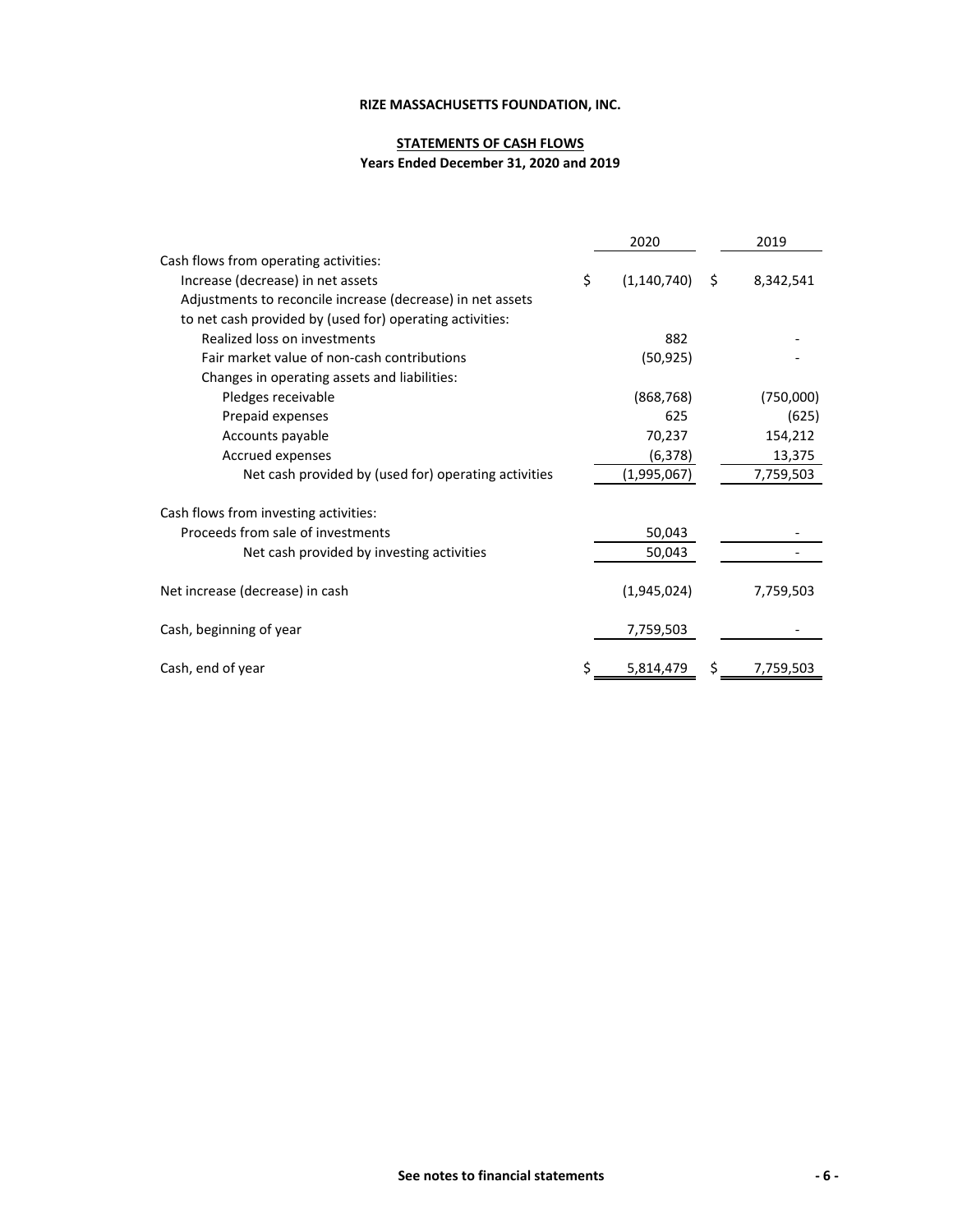**RIZE MASSACHUSETTS FOUNDATION, INC.**

**STATEMENTS OF CASH FLOWS**

**Years Ended December 31, 2020 and 2019**

| | 2020 | 2019 |
|---|---|---|
| Cash flows from operating activities: | | |
| Increase (decrease) in net assets | $ (1,140,740) | $ 8,342,541 |
| Adjustments to reconcile increase (decrease) in net assets to net cash provided by (used for) operating activities: | | |
| Realized loss on investments | 882 | - |
| Fair market value of non-cash contributions | (50,925) | - |
| Changes in operating assets and liabilities: | | |
| Pledges receivable | (868,768) | (750,000) |
| Prepaid expenses | 625 | (625) |
| Accounts payable | 70,237 | 154,212 |
| Accrued expenses | (6,378) | 13,375 |
| Net cash provided by (used for) operating activities | (1,995,067) | 7,759,503 |
| Cash flows from investing activities: | | |
| Proceeds from sale of investments | 50,043 | - |
| Net cash provided by investing activities | 50,043 | - |
| Net increase (decrease) in cash | (1,945,024) | 7,759,503 |
| Cash, beginning of year | 7,759,503 | - |
| Cash, end of year | $ 5,814,479 | $ 7,759,503 |

**See notes to financial statements**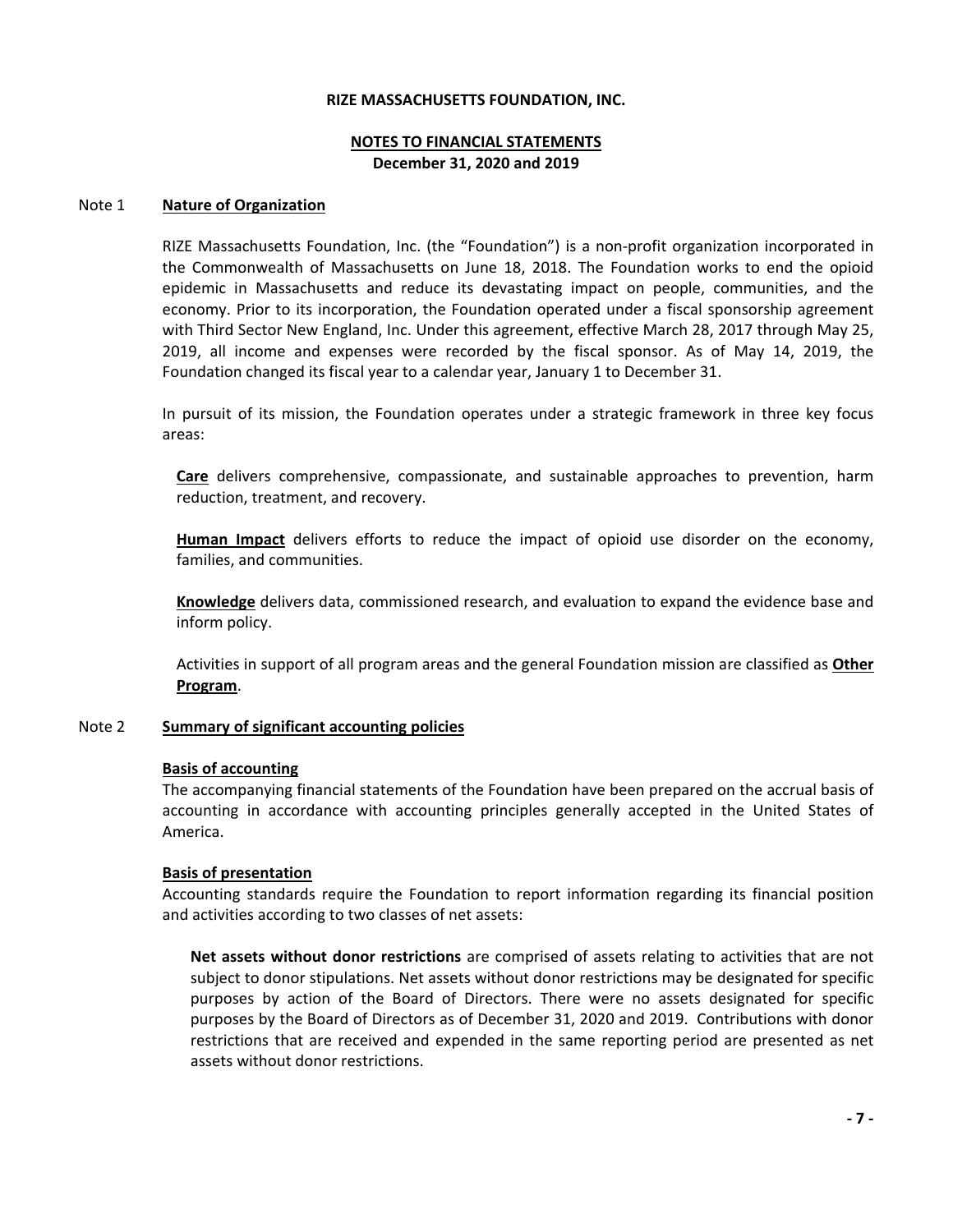# RIZE MASSACHUSETTS FOUNDATION, INC.

## NOTES TO FINANCIAL STATEMENTS
**December 31, 2020 and 2019**

### Note 1 Nature of Organization

RIZE Massachusetts Foundation, Inc. (the "Foundation") is a non-profit organization incorporated in the Commonwealth of Massachusetts on June 18, 2018. The Foundation works to end the opioid epidemic in Massachusetts and reduce its devastating impact on people, communities, and the economy. Prior to its incorporation, the Foundation operated under a fiscal sponsorship agreement with Third Sector New England, Inc. Under this agreement, effective March 28, 2017 through May 25, 2019, all income and expenses were recorded by the fiscal sponsor. As of May 14, 2019, the Foundation changed its fiscal year to a calendar year, January 1 to December 31.

In pursuit of its mission, the Foundation operates under a strategic framework in three key focus areas:

**Care** delivers comprehensive, compassionate, and sustainable approaches to prevention, harm reduction, treatment, and recovery.

**Human Impact** delivers efforts to reduce the impact of opioid use disorder on the economy, families, and communities.

**Knowledge** delivers data, commissioned research, and evaluation to expand the evidence base and inform policy.

Activities in support of all program areas and the general Foundation mission are classified as **Other Program**.

### Note 2 Summary of significant accounting policies

**Basis of accounting**

The accompanying financial statements of the Foundation have been prepared on the accrual basis of accounting in accordance with accounting principles generally accepted in the United States of America.

**Basis of presentation**

Accounting standards require the Foundation to report information regarding its financial position and activities according to two classes of net assets:

**Net assets without donor restrictions** are comprised of assets relating to activities that are not subject to donor stipulations. Net assets without donor restrictions may be designated for specific purposes by action of the Board of Directors. There were no assets designated for specific purposes by the Board of Directors as of December 31, 2020 and 2019. Contributions with donor restrictions that are received and expended in the same reporting period are presented as net assets without donor restrictions.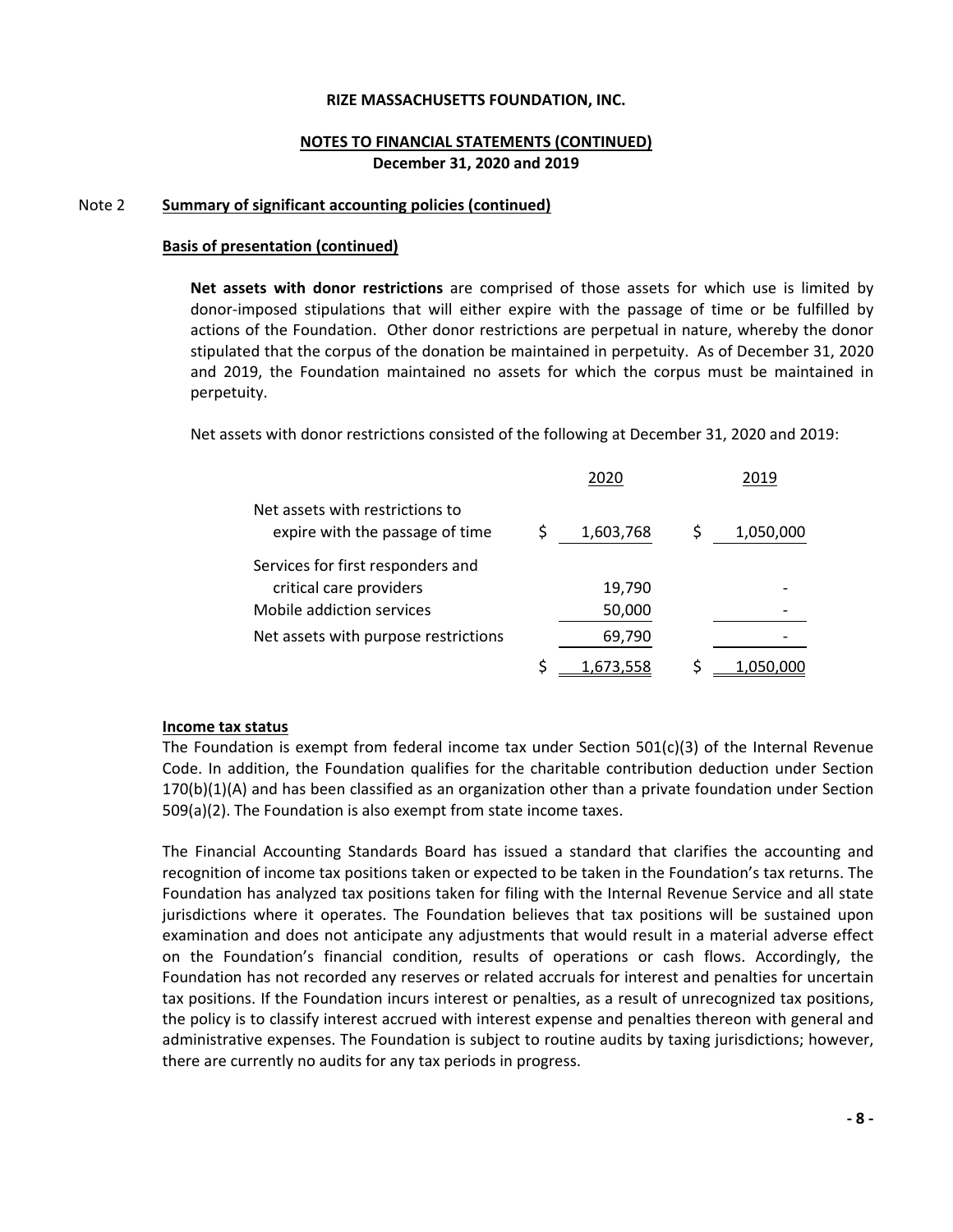**RIZE MASSACHUSETTS FOUNDATION, INC.**

**NOTES TO FINANCIAL STATEMENTS (CONTINUED)**
**December 31, 2020 and 2019**

Note 2 **Summary of significant accounting policies (continued)**

**Basis of presentation (continued)**

**Net assets with donor restrictions** are comprised of those assets for which use is limited by donor-imposed stipulations that will either expire with the passage of time or be fulfilled by actions of the Foundation. Other donor restrictions are perpetual in nature, whereby the donor stipulated that the corpus of the donation be maintained in perpetuity. As of December 31, 2020 and 2019, the Foundation maintained no assets for which the corpus must be maintained in perpetuity.

Net assets with donor restrictions consisted of the following at December 31, 2020 and 2019:

| | 2020 | 2019 |
|---|---|---|
| Net assets with restrictions to expire with the passage of time | $ 1,603,768 | $ 1,050,000 |
| Services for first responders and critical care providers | 19,790 | - |
| Mobile addiction services | 50,000 | - |
| Net assets with purpose restrictions | 69,790 | - |
| | $ 1,673,558 | $ 1,050,000 |

**Income tax status**

The Foundation is exempt from federal income tax under Section 501(c)(3) of the Internal Revenue Code. In addition, the Foundation qualifies for the charitable contribution deduction under Section 170(b)(1)(A) and has been classified as an organization other than a private foundation under Section 509(a)(2). The Foundation is also exempt from state income taxes.

The Financial Accounting Standards Board has issued a standard that clarifies the accounting and recognition of income tax positions taken or expected to be taken in the Foundation's tax returns. The Foundation has analyzed tax positions taken for filing with the Internal Revenue Service and all state jurisdictions where it operates. The Foundation believes that tax positions will be sustained upon examination and does not anticipate any adjustments that would result in a material adverse effect on the Foundation's financial condition, results of operations or cash flows. Accordingly, the Foundation has not recorded any reserves or related accruals for interest and penalties for uncertain tax positions. If the Foundation incurs interest or penalties, as a result of unrecognized tax positions, the policy is to classify interest accrued with interest expense and penalties thereon with general and administrative expenses. The Foundation is subject to routine audits by taxing jurisdictions; however, there are currently no audits for any tax periods in progress.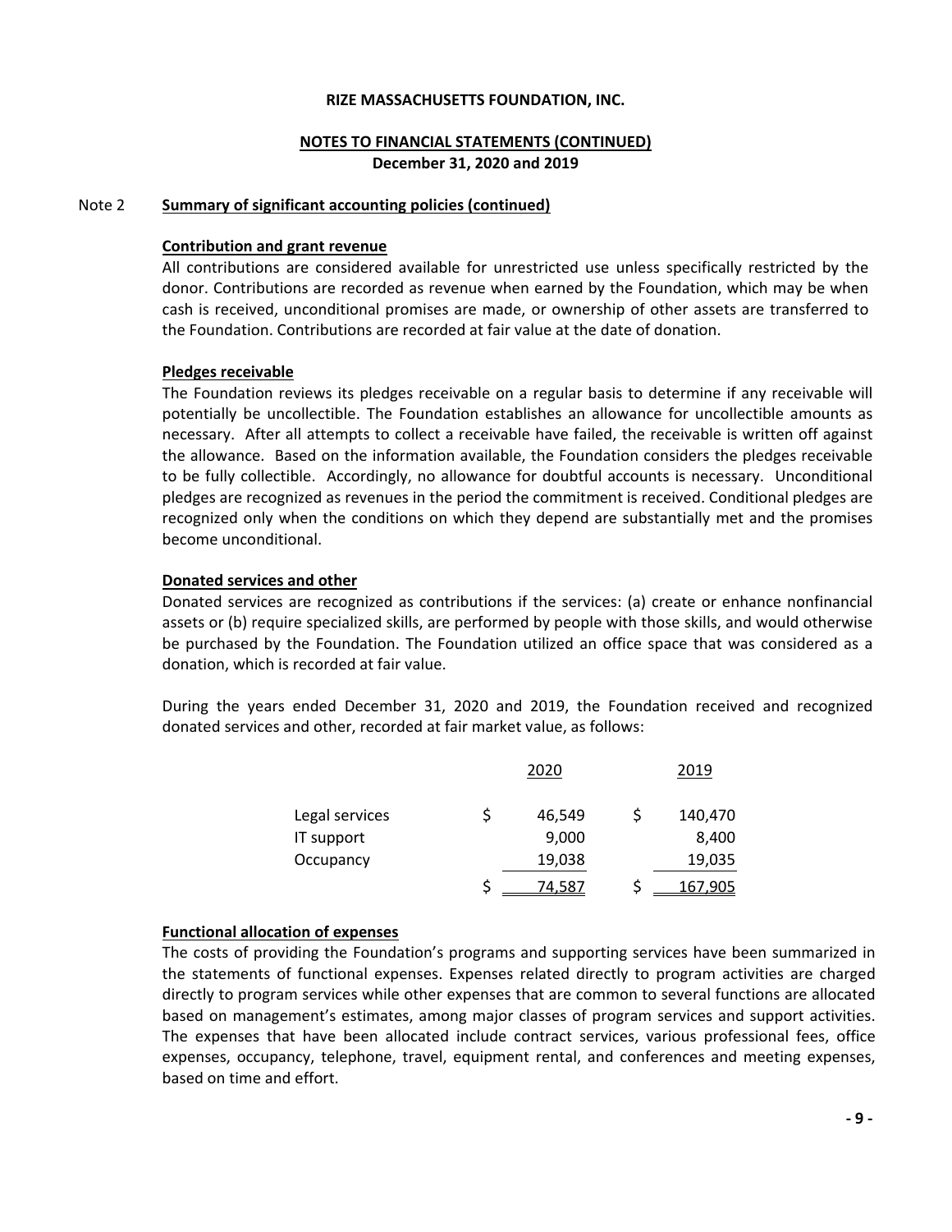RIZE MASSACHUSETTS FOUNDATION, INC.

**NOTES TO FINANCIAL STATEMENTS (CONTINUED)**
**December 31, 2020 and 2019**

Note 2 **Summary of significant accounting policies (continued)**

**Contribution and grant revenue**

All contributions are considered available for unrestricted use unless specifically restricted by the donor. Contributions are recorded as revenue when earned by the Foundation, which may be when cash is received, unconditional promises are made, or ownership of other assets are transferred to the Foundation. Contributions are recorded at fair value at the date of donation.

**Pledges receivable**

The Foundation reviews its pledges receivable on a regular basis to determine if any receivable will potentially be uncollectible. The Foundation establishes an allowance for uncollectible amounts as necessary. After all attempts to collect a receivable have failed, the receivable is written off against the allowance. Based on the information available, the Foundation considers the pledges receivable to be fully collectible. Accordingly, no allowance for doubtful accounts is necessary. Unconditional pledges are recognized as revenues in the period the commitment is received. Conditional pledges are recognized only when the conditions on which they depend are substantially met and the promises become unconditional.

**Donated services and other**

Donated services are recognized as contributions if the services: (a) create or enhance nonfinancial assets or (b) require specialized skills, are performed by people with those skills, and would otherwise be purchased by the Foundation. The Foundation utilized an office space that was considered as a donation, which is recorded at fair value.

During the years ended December 31, 2020 and 2019, the Foundation received and recognized donated services and other, recorded at fair market value, as follows:

| | 2020 | 2019 |
|---|---|---|
| Legal services | $ 46,549 | $ 140,470 |
| IT support | 9,000 | 8,400 |
| Occupancy | 19,038 | 19,035 |
| | $ 74,587 | $ 167,905 |

**Functional allocation of expenses**

The costs of providing the Foundation's programs and supporting services have been summarized in the statements of functional expenses. Expenses related directly to program activities are charged directly to program services while other expenses that are common to several functions are allocated based on management's estimates, among major classes of program services and support activities. The expenses that have been allocated include contract services, various professional fees, office expenses, occupancy, telephone, travel, equipment rental, and conferences and meeting expenses, based on time and effort.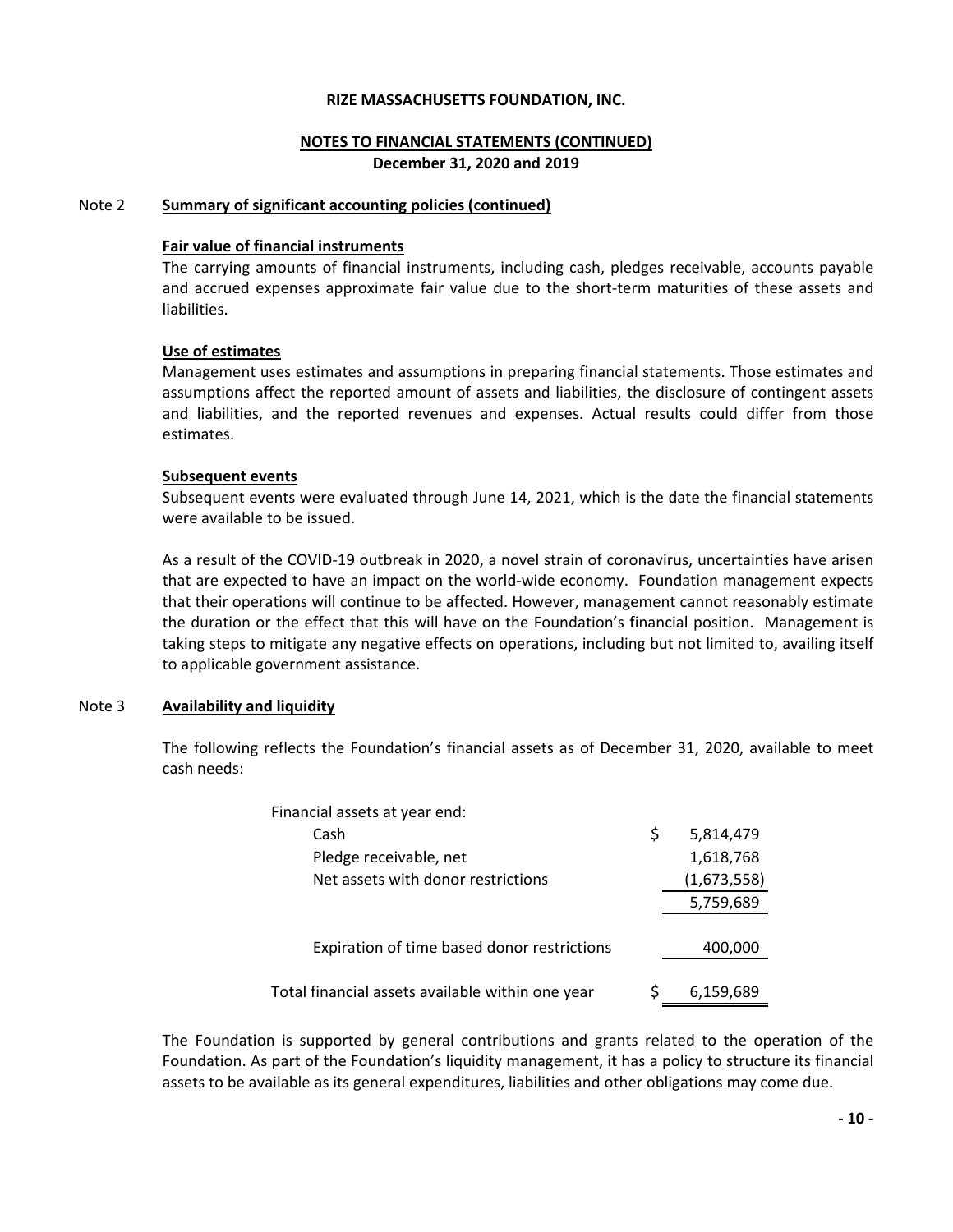RIZE MASSACHUSETTS FOUNDATION, INC.

NOTES TO FINANCIAL STATEMENTS (CONTINUED)
December 31, 2020 and 2019

Note 2 **Summary of significant accounting policies (continued)**

**Fair value of financial instruments**

The carrying amounts of financial instruments, including cash, pledges receivable, accounts payable and accrued expenses approximate fair value due to the short-term maturities of these assets and liabilities.

**Use of estimates**

Management uses estimates and assumptions in preparing financial statements. Those estimates and assumptions affect the reported amount of assets and liabilities, the disclosure of contingent assets and liabilities, and the reported revenues and expenses. Actual results could differ from those estimates.

**Subsequent events**

Subsequent events were evaluated through June 14, 2021, which is the date the financial statements were available to be issued.

As a result of the COVID-19 outbreak in 2020, a novel strain of coronavirus, uncertainties have arisen that are expected to have an impact on the world-wide economy. Foundation management expects that their operations will continue to be affected. However, management cannot reasonably estimate the duration or the effect that this will have on the Foundation's financial position. Management is taking steps to mitigate any negative effects on operations, including but not limited to, availing itself to applicable government assistance.

Note 3 **Availability and liquidity**

The following reflects the Foundation's financial assets as of December 31, 2020, available to meet cash needs:

| | | |
|---|---|---|
| Financial assets at year end: | | |
| Cash | $ | 5,814,479 |
| Pledge receivable, net | | 1,618,768 |
| Net assets with donor restrictions | | (1,673,558) |
| | | 5,759,689 |
| Expiration of time based donor restrictions | | 400,000 |
| Total financial assets available within one year | $ | 6,159,689 |

The Foundation is supported by general contributions and grants related to the operation of the Foundation. As part of the Foundation's liquidity management, it has a policy to structure its financial assets to be available as its general expenditures, liabilities and other obligations may come due.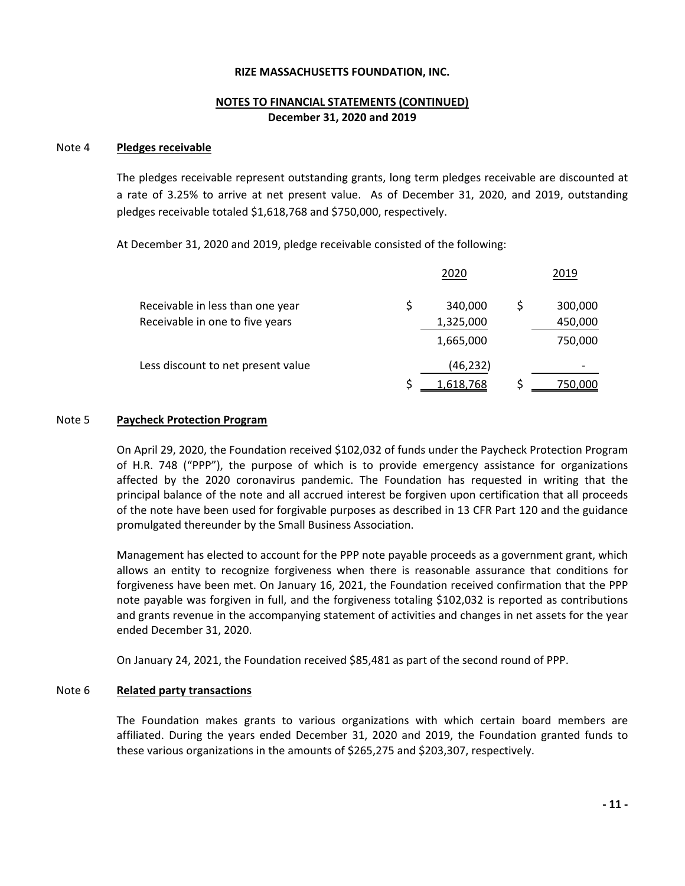**RIZE MASSACHUSETTS FOUNDATION, INC.**

**NOTES TO FINANCIAL STATEMENTS (CONTINUED)**
**December 31, 2020 and 2019**

## Note 4 Pledges receivable

The pledges receivable represent outstanding grants, long term pledges receivable are discounted at a rate of 3.25% to arrive at net present value. As of December 31, 2020, and 2019, outstanding pledges receivable totaled $1,618,768 and $750,000, respectively.

At December 31, 2020 and 2019, pledge receivable consisted of the following:

| | 2020 | 2019 |
|---|---|---|
| Receivable in less than one year | $ 340,000 | $ 300,000 |
| Receivable in one to five years | 1,325,000 | 450,000 |
| | 1,665,000 | 750,000 |
| Less discount to net present value | (46,232) | - |
| | $ 1,618,768 | $ 750,000 |

## Note 5 Paycheck Protection Program

On April 29, 2020, the Foundation received $102,032 of funds under the Paycheck Protection Program of H.R. 748 ("PPP"), the purpose of which is to provide emergency assistance for organizations affected by the 2020 coronavirus pandemic. The Foundation has requested in writing that the principal balance of the note and all accrued interest be forgiven upon certification that all proceeds of the note have been used for forgivable purposes as described in 13 CFR Part 120 and the guidance promulgated thereunder by the Small Business Association.

Management has elected to account for the PPP note payable proceeds as a government grant, which allows an entity to recognize forgiveness when there is reasonable assurance that conditions for forgiveness have been met. On January 16, 2021, the Foundation received confirmation that the PPP note payable was forgiven in full, and the forgiveness totaling $102,032 is reported as contributions and grants revenue in the accompanying statement of activities and changes in net assets for the year ended December 31, 2020.

On January 24, 2021, the Foundation received $85,481 as part of the second round of PPP.

## Note 6 Related party transactions

The Foundation makes grants to various organizations with which certain board members are affiliated. During the years ended December 31, 2020 and 2019, the Foundation granted funds to these various organizations in the amounts of $265,275 and $203,307, respectively.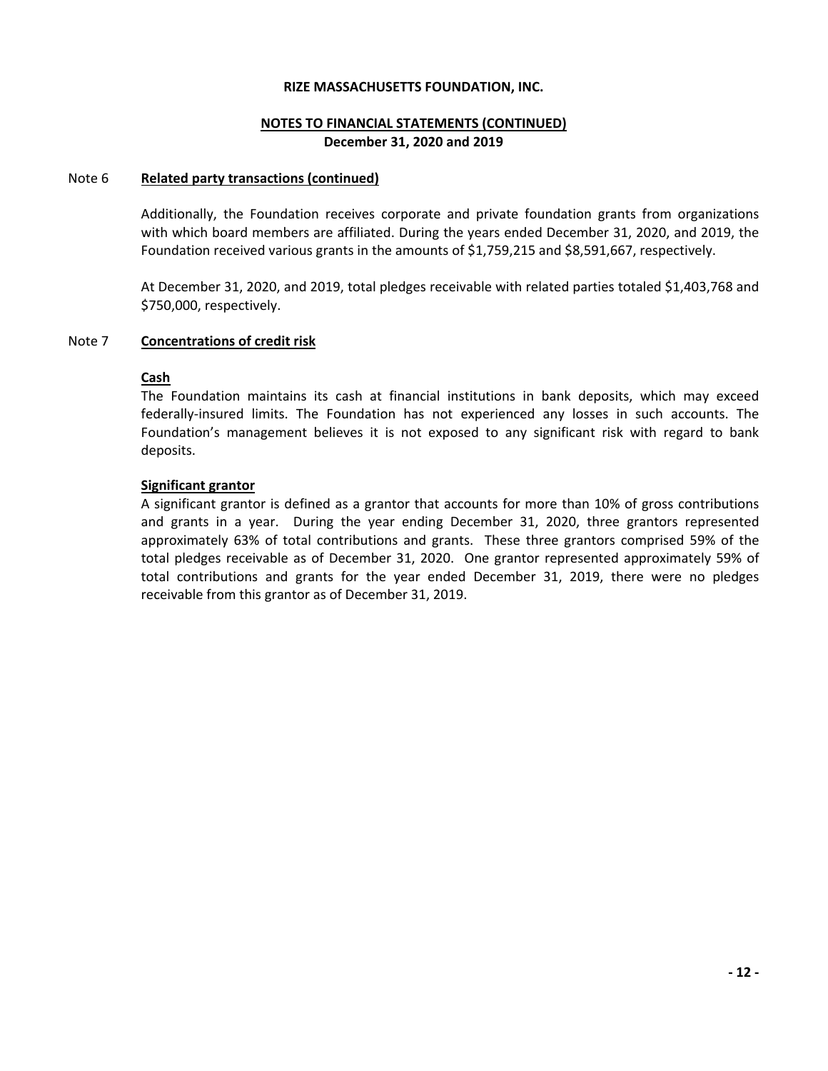RIZE MASSACHUSETTS FOUNDATION, INC.

NOTES TO FINANCIAL STATEMENTS (CONTINUED)
December 31, 2020 and 2019

Note 6 **Related party transactions (continued)**

Additionally, the Foundation receives corporate and private foundation grants from organizations with which board members are affiliated. During the years ended December 31, 2020, and 2019, the Foundation received various grants in the amounts of $1,759,215 and $8,591,667, respectively.

At December 31, 2020, and 2019, total pledges receivable with related parties totaled $1,403,768 and $750,000, respectively.

Note 7 **Concentrations of credit risk**

**Cash**

The Foundation maintains its cash at financial institutions in bank deposits, which may exceed federally-insured limits. The Foundation has not experienced any losses in such accounts. The Foundation's management believes it is not exposed to any significant risk with regard to bank deposits.

**Significant grantor**

A significant grantor is defined as a grantor that accounts for more than 10% of gross contributions and grants in a year. During the year ending December 31, 2020, three grantors represented approximately 63% of total contributions and grants. These three grantors comprised 59% of the total pledges receivable as of December 31, 2020. One grantor represented approximately 59% of total contributions and grants for the year ended December 31, 2019, there were no pledges receivable from this grantor as of December 31, 2019.